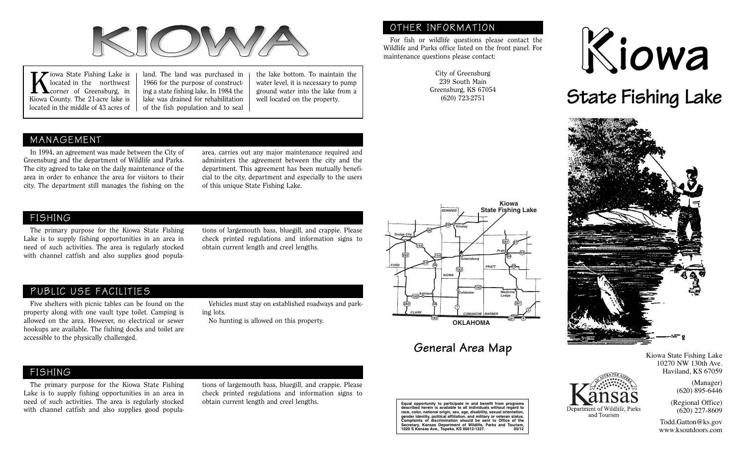# KIOWA

Kiowa State Fishing Lake is located in the northwest corner of Greensburg, in Kiowa County. The 21-acre lake is located in the middle of 43 acres of land. The land was purchased in 1966 for the purpose of constructing a state fishing lake. In 1984 the lake was drained for rehabilitation of the fish population and to seal the lake bottom. To maintain the water level, it is necessary to pump ground water into the lake from a well located on the property.

## MANAGEMENT

In 1994, an agreement was made between the City of Greensburg and the department of Wildlife and Parks. The city agreed to take on the daily maintenance of the area in order to enhance the area for visitors to their city. The department still manages the fishing on the area, carries out any major maintenance required and administers the agreement between the city and the department. This agreement has been mutually beneficial to the city, department and especially to the users of this unique State Fishing Lake.

## FISHING

The primary purpose for the Kiowa State Fishing Lake is to supply fishing opportunities in an area in need of such activities. The area is regularly stocked with channel catfish and also supplies good populations of largemouth bass, bluegill, and crappie. Please check printed regulations and information signs to obtain current length and creel lengths.

## PUBLIC USE FACILITIES

Five shelters with picnic tables can be found on the property along with one vault type toilet. Camping is allowed on the area. However, no electrical or sewer hookups are available. The fishing docks and toilet are accessible to the physically challenged.

Vehicles must stay on established roadways and parking lots.

No hunting is allowed on this property.

## FISHING

The primary purpose for the Kiowa State Fishing Lake is to supply fishing opportunities in an area in need of such activities. The area is regularly stocked with channel catfish and also supplies good populations of largemouth bass, bluegill, and crappie. Please check printed regulations and information signs to obtain current length and creel lengths.

## OTHER INFORMATION

For fish or wildlife questions please contact the Wildlife and Parks office listed on the front panel. For maintenance questions please contact:

City of Greensburg
239 South Main
Greensburg, KS 67054
(620) 723-2751

General Area Map

Equal opportunity to participate in and benefit from programs described herein is available to all individuals without regard to race, color, national origin, sex, age, disability, sexual orientation, gender identity, political affiliation, and military or veteran status. Complaints of discrimination should be sent to Office of the Secretary, Kansas Department of Wildlife, Parks and Tourism, 1020 S Kansas Ave., Topeka, KS 66612-1327. 05/12

# Kiowa

## State Fishing Lake

Kiowa State Fishing Lake
10270 NW 130th Ave.
Haviland, KS 67059

(Manager)
(620) 895-6446

(Regional Office)
(620) 227-8609

Todd.Gatton@ks.gov
www.ksoutdoors.com

Kansas Department of Wildlife, Parks and Tourism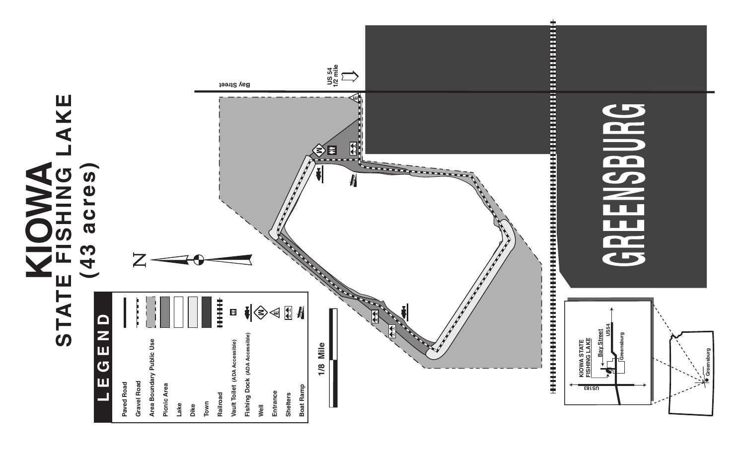# KIOWA
## STATE FISHING LAKE
## (43 acres)

## LEGEND

- Paved Road
- Gravel Road
- Area Boundary Public Use
- Picnic Area
- Lake
- Dike
- Town
- Railroad
- Vault Toilet (ADA Accessible)
- Fishing Dock (ADA Accessible)
- Well
- Entrance
- Shelters
- Boat Ramp

1/8 Mile

N

Bay Street

US 54
1/2 mile

GREENSBURG

KIOWA STATE FISHING LAKE
Bay Street
US54
US183
Greensburg

Greensburg